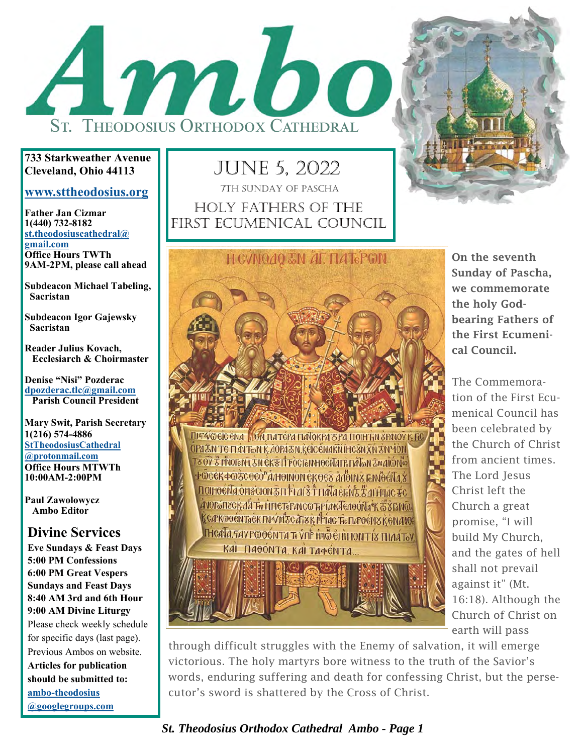# Ambo

## St. Theodosius Orthodox Cathedral

**733 Starkweather Avenue**
**Cleveland, Ohio 44113**

**www.sttheodosius.org**

**Father Jan Cizmar**
**1(440) 732-8182**
**st.theodosiuscathedral@gmail.com**
**Office Hours TWTh 9AM-2PM, please call ahead**

**Subdeacon Michael Tabeling, Sacristan**

**Subdeacon Igor Gajewsky Sacristan**

**Reader Julius Kovach, Ecclesiarch & Choirmaster**

**Denise "Nisi" Pozderac**
**dpozderac.tlc@gmail.com**
**Parish Council President**

**Mary Swit, Parish Secretary**
**1(216) 574-4886**
**StTheodosiusCathedral@protonmail.com**
**Office Hours MTWTh 10:00AM-2:00PM**

**Paul Zawolowycz**
**Ambo Editor**

## Divine Services

**Eve Sundays & Feast Days**
**5:00 PM Confessions**
**6:00 PM Great Vespers**
**Sundays and Feast Days**
**8:40 AM 3rd and 6th Hour**
**9:00 AM Divine Liturgy**
Please check weekly schedule for specific days (last page).
Previous Ambos on website.
**Articles for publication should be submitted to:**
**ambo-theodosius@googlegroups.com**

## June 5, 2022

7th Sunday of Pascha

### Holy Fathers of the First Ecumenical Council

**On the seventh Sunday of Pascha, we commemorate the holy God-bearing Fathers of the First Ecumenical Council.**

The Commemoration of the First Ecumenical Council has been celebrated by the Church of Christ from ancient times. The Lord Jesus Christ left the Church a great promise, "I will build My Church, and the gates of hell shall not prevail against it" (Mt. 16:18). Although the Church of Christ on earth will pass through difficult struggles with the Enemy of salvation, it will emerge victorious. The holy martyrs bore witness to the truth of the Savior's words, enduring suffering and death for confessing Christ, but the persecutor's sword is shattered by the Cross of Christ.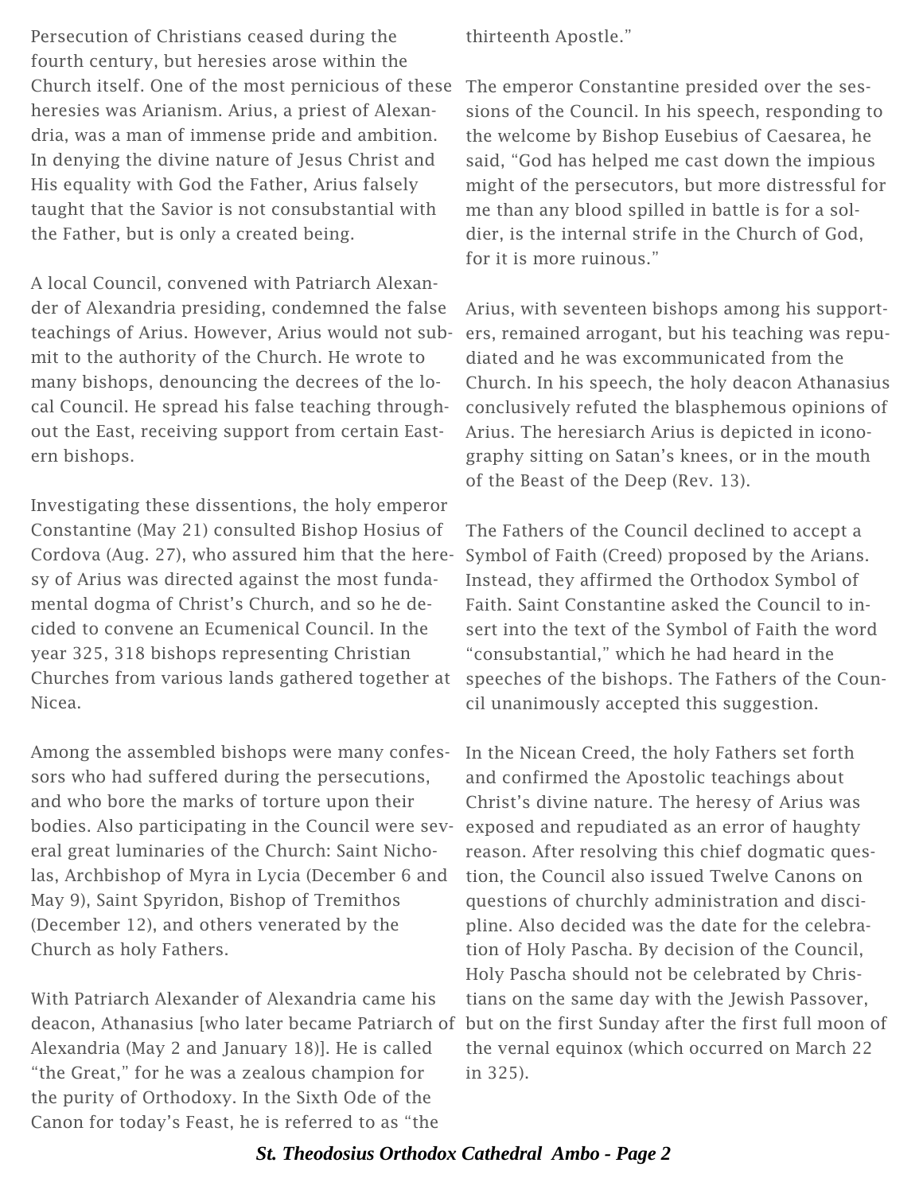Persecution of Christians ceased during the fourth century, but heresies arose within the Church itself. One of the most pernicious of these heresies was Arianism. Arius, a priest of Alexandria, was a man of immense pride and ambition. In denying the divine nature of Jesus Christ and His equality with God the Father, Arius falsely taught that the Savior is not consubstantial with the Father, but is only a created being.

A local Council, convened with Patriarch Alexander of Alexandria presiding, condemned the false teachings of Arius. However, Arius would not submit to the authority of the Church. He wrote to many bishops, denouncing the decrees of the local Council. He spread his false teaching throughout the East, receiving support from certain Eastern bishops.

Investigating these dissentions, the holy emperor Constantine (May 21) consulted Bishop Hosius of Cordova (Aug. 27), who assured him that the heresy of Arius was directed against the most fundamental dogma of Christ's Church, and so he decided to convene an Ecumenical Council. In the year 325, 318 bishops representing Christian Churches from various lands gathered together at Nicea.

Among the assembled bishops were many confessors who had suffered during the persecutions, and who bore the marks of torture upon their bodies. Also participating in the Council were several great luminaries of the Church: Saint Nicholas, Archbishop of Myra in Lycia (December 6 and May 9), Saint Spyridon, Bishop of Tremithos (December 12), and others venerated by the Church as holy Fathers.

With Patriarch Alexander of Alexandria came his deacon, Athanasius [who later became Patriarch of Alexandria (May 2 and January 18)]. He is called "the Great," for he was a zealous champion for the purity of Orthodoxy. In the Sixth Ode of the Canon for today's Feast, he is referred to as "the thirteenth Apostle."

The emperor Constantine presided over the sessions of the Council. In his speech, responding to the welcome by Bishop Eusebius of Caesarea, he said, "God has helped me cast down the impious might of the persecutors, but more distressful for me than any blood spilled in battle is for a soldier, is the internal strife in the Church of God, for it is more ruinous."

Arius, with seventeen bishops among his supporters, remained arrogant, but his teaching was repudiated and he was excommunicated from the Church. In his speech, the holy deacon Athanasius conclusively refuted the blasphemous opinions of Arius. The heresiarch Arius is depicted in iconography sitting on Satan's knees, or in the mouth of the Beast of the Deep (Rev. 13).

The Fathers of the Council declined to accept a Symbol of Faith (Creed) proposed by the Arians. Instead, they affirmed the Orthodox Symbol of Faith. Saint Constantine asked the Council to insert into the text of the Symbol of Faith the word "consubstantial," which he had heard in the speeches of the bishops. The Fathers of the Council unanimously accepted this suggestion.

In the Nicean Creed, the holy Fathers set forth and confirmed the Apostolic teachings about Christ's divine nature. The heresy of Arius was exposed and repudiated as an error of haughty reason. After resolving this chief dogmatic question, the Council also issued Twelve Canons on questions of churchly administration and discipline. Also decided was the date for the celebration of Holy Pascha. By decision of the Council, Holy Pascha should not be celebrated by Christians on the same day with the Jewish Passover, but on the first Sunday after the first full moon of the vernal equinox (which occurred on March 22 in 325).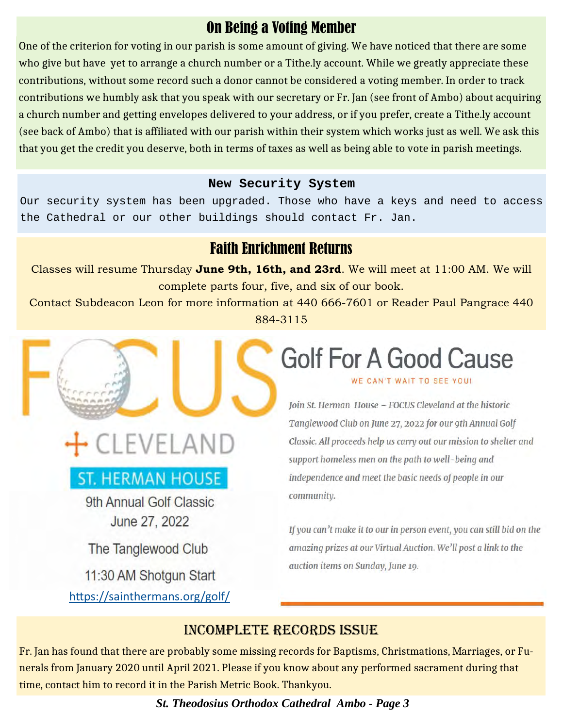## On Being a Voting Member

One of the criterion for voting in our parish is some amount of giving. We have noticed that there are some who give but have yet to arrange a church number or a Tithe.ly account. While we greatly appreciate these contributions, without some record such a donor cannot be considered a voting member. In order to track contributions we humbly ask that you speak with our secretary or Fr. Jan (see front of Ambo) about acquiring a church number and getting envelopes delivered to your address, or if you prefer, create a Tithe.ly account (see back of Ambo) that is affiliated with our parish within their system which works just as well. We ask this that you get the credit you deserve, both in terms of taxes as well as being able to vote in parish meetings.

## New Security System

Our security system has been upgraded. Those who have a keys and need to access the Cathedral or our other buildings should contact Fr. Jan.

## Faith Enrichment Returns

Classes will resume Thursday **June 9th, 16th, and 23rd**. We will meet at 11:00 AM. We will complete parts four, five, and six of our book.

Contact Subdeacon Leon for more information at 440 666-7601 or Reader Paul Pangrace 440 884-3115

## FOCUS CLEVELAND

### ST. HERMAN HOUSE

9th Annual Golf Classic
June 27, 2022

The Tanglewood Club

11:30 AM Shotgun Start

https://sainthermans.org/golf/

## Golf For A Good Cause

WE CAN'T WAIT TO SEE YOU!

*Join St. Herman House – FOCUS Cleveland at the historic Tanglewood Club on June 27, 2022 for our 9th Annual Golf Classic. All proceeds help us carry out our mission to shelter and support homeless men on the path to well-being and independence and meet the basic needs of people in our community.*

*If you can't make it to our in person event, you can still bid on the amazing prizes at our Virtual Auction. We'll post a link to the auction items on Sunday, June 19.*

## Incomplete Records Issue

Fr. Jan has found that there are probably some missing records for Baptisms, Christmations, Marriages, or Funerals from January 2020 until April 2021. Please if you know about any performed sacrament during that time, contact him to record it in the Parish Metric Book. Thankyou.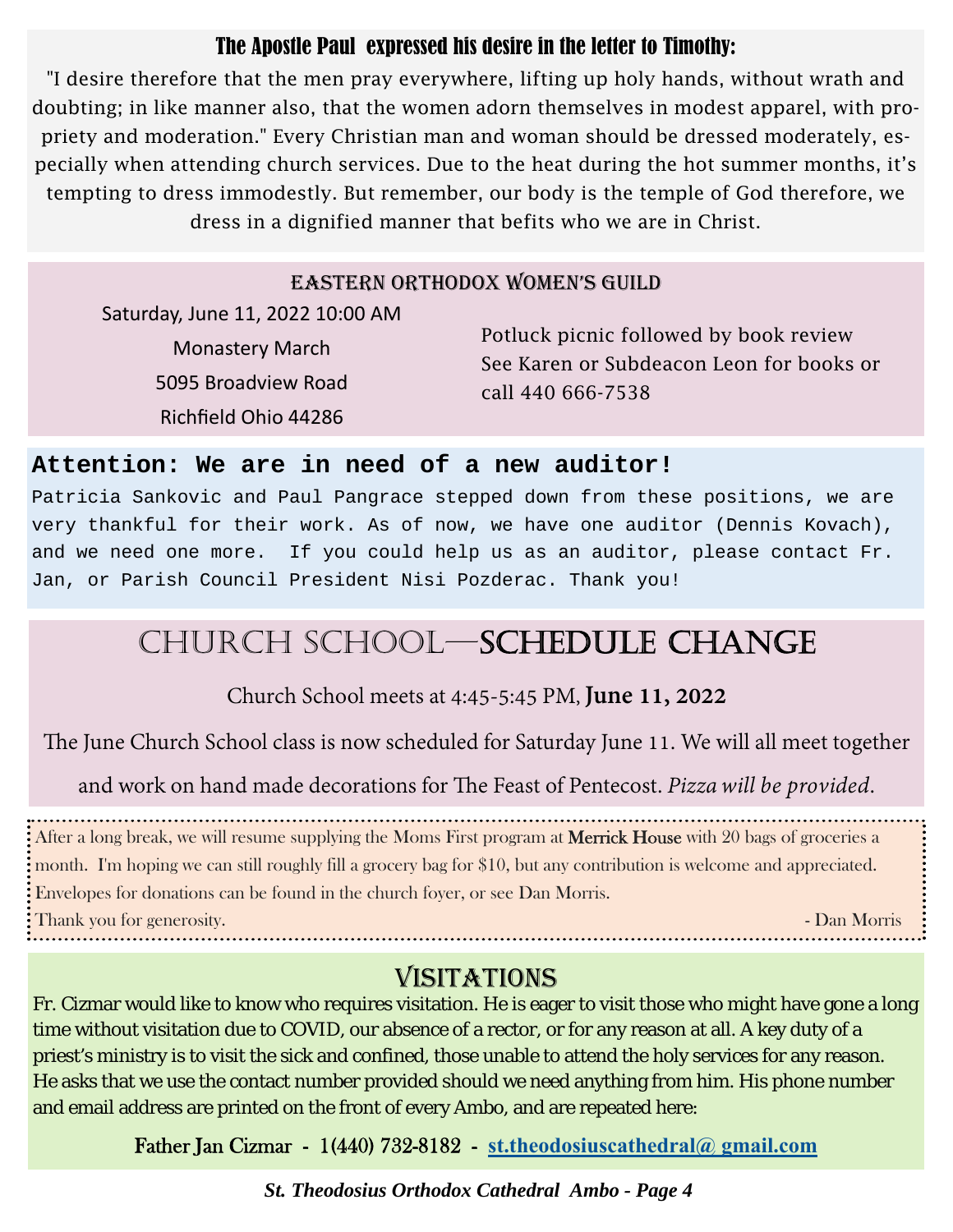## The Apostle Paul expressed his desire in the letter to Timothy:

"I desire therefore that the men pray everywhere, lifting up holy hands, without wrath and doubting; in like manner also, that the women adorn themselves in modest apparel, with propriety and moderation." Every Christian man and woman should be dressed moderately, especially when attending church services. Due to the heat during the hot summer months, it's tempting to dress immodestly. But remember, our body is the temple of God therefore, we dress in a dignified manner that befits who we are in Christ.

## Eastern Orthodox Women's Guild

Saturday, June 11, 2022 10:00 AM

Monastery March

5095 Broadview Road

Richfield Ohio 44286

Potluck picnic followed by book review
See Karen or Subdeacon Leon for books or call 440 666-7538

## Attention: We are in need of a new auditor!

Patricia Sankovic and Paul Pangrace stepped down from these positions, we are very thankful for their work. As of now, we have one auditor (Dennis Kovach), and we need one more. If you could help us as an auditor, please contact Fr. Jan, or Parish Council President Nisi Pozderac. Thank you!

## Church School—**Schedule Change**

Church School meets at 4:45-5:45 PM, **June 11, 2022**

The June Church School class is now scheduled for Saturday June 11. We will all meet together and work on hand made decorations for The Feast of Pentecost. *Pizza will be provided*.

After a long break, we will resume supplying the Moms First program at **Merrick House** with 20 bags of groceries a month. I'm hoping we can still roughly fill a grocery bag for $10, but any contribution is welcome and appreciated. Envelopes for donations can be found in the church foyer, or see Dan Morris.

Thank you for generosity. - Dan Morris

## Visitations

Fr. Cizmar would like to know who requires visitation. He is eager to visit those who might have gone a long time without visitation due to COVID, our absence of a rector, or for any reason at all. A key duty of a priest's ministry is to visit the sick and confined, those unable to attend the holy services for any reason. He asks that we use the contact number provided should we need anything from him. His phone number and email address are printed on the front of every Ambo, and are repeated here:

**Father Jan Cizmar - 1(440) 732-8182 - st.theodosiuscathedral@ gmail.com**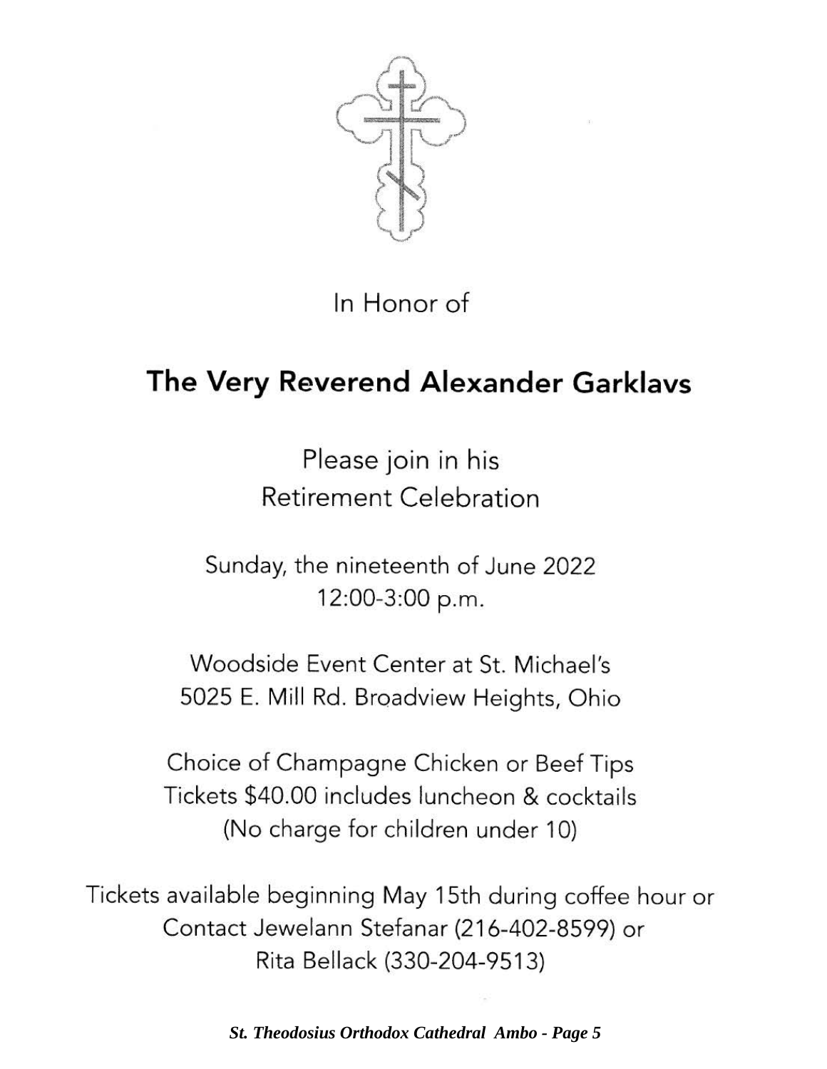In Honor of

## The Very Reverend Alexander Garklavs

Please join in his
Retirement Celebration

Sunday, the nineteenth of June 2022
12:00-3:00 p.m.

Woodside Event Center at St. Michael's
5025 E. Mill Rd. Broadview Heights, Ohio

Choice of Champagne Chicken or Beef Tips
Tickets $40.00 includes luncheon & cocktails
(No charge for children under 10)

Tickets available beginning May 15th during coffee hour or
Contact Jewelann Stefanar (216-402-8599) or
Rita Bellack (330-204-9513)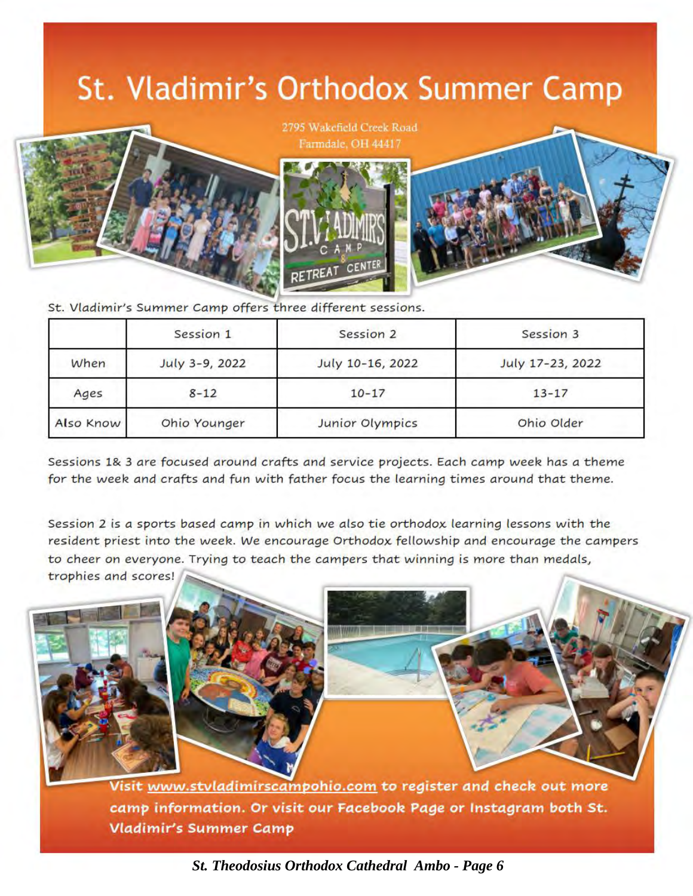# St. Vladimir's Orthodox Summer Camp

2795 Wakefield Creek Road
Farmdale, OH 44417

St. Vladimir's Summer Camp offers three different sessions.

| | Session 1 | Session 2 | Session 3 |
|---|---|---|---|
| When | July 3-9, 2022 | July 10-16, 2022 | July 17-23, 2022 |
| Ages | 8-12 | 10-17 | 13-17 |
| Also Know | Ohio Younger | Junior Olympics | Ohio Older |

Sessions 1& 3 are focused around crafts and service projects. Each camp week has a theme for the week and crafts and fun with father focus the learning times around that theme.

Session 2 is a sports based camp in which we also tie orthodox learning lessons with the resident priest into the week. We encourage Orthodox fellowship and encourage the campers to cheer on everyone. Trying to teach the campers that winning is more than medals, trophies and scores!

**Visit www.stvladimirscampohio.com to register and check out more camp information. Or visit our Facebook Page or Instagram both St. Vladimir's Summer Camp**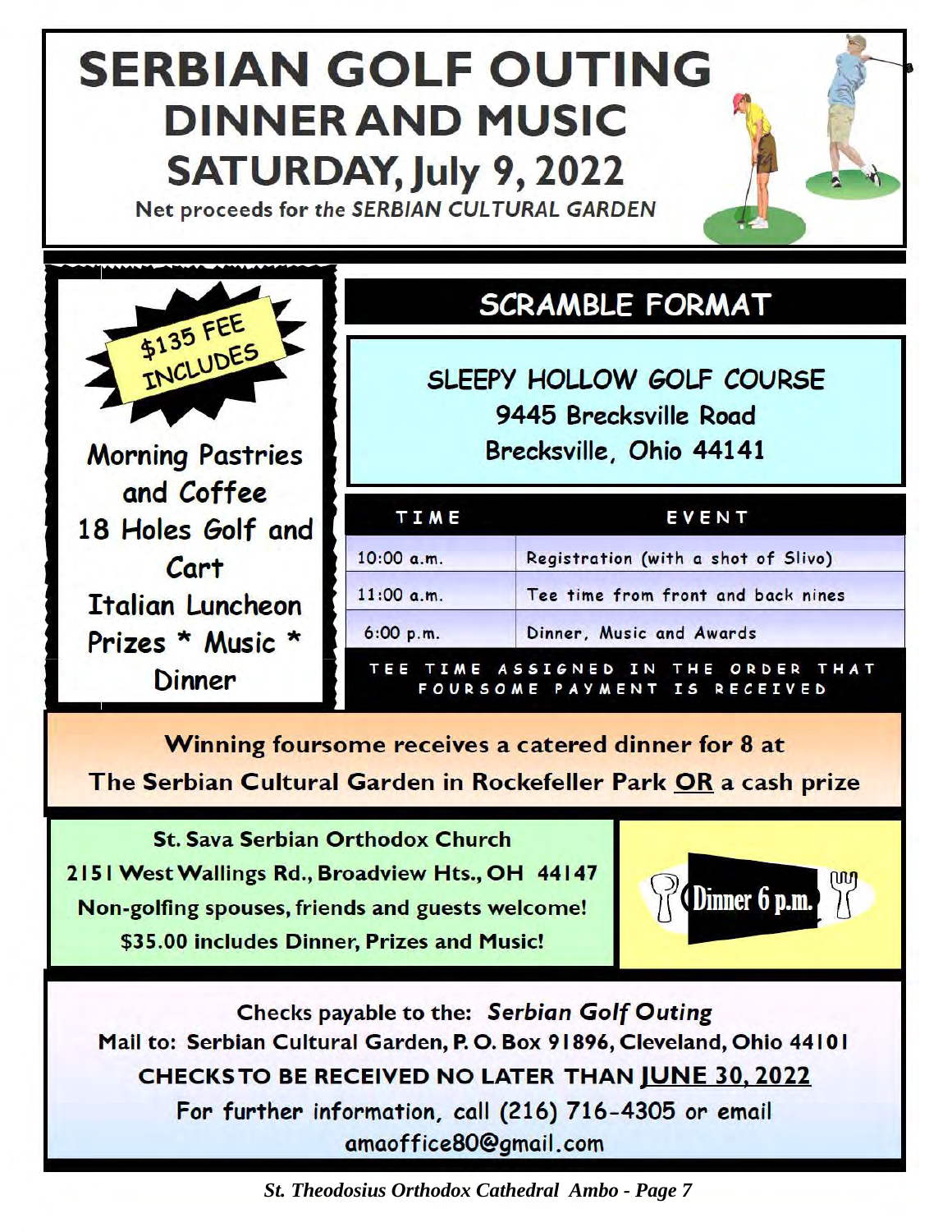# SERBIAN GOLF OUTING

## DINNER AND MUSIC

## SATURDAY, July 9, 2022

Net proceeds for *the SERBIAN CULTURAL GARDEN*

**$135 FEE INCLUDES**

Morning Pastries and Coffee
18 Holes Golf and Cart
Italian Luncheon
Prizes * Music * Dinner

## SCRAMBLE FORMAT

**SLEEPY HOLLOW GOLF COURSE**
9445 Brecksville Road
Brecksville, Ohio 44141

| TIME | EVENT |
|---|---|
| 10:00 a.m. | Registration (with a shot of Slivo) |
| 11:00 a.m. | Tee time from front and back nines |
| 6:00 p.m. | Dinner, Music and Awards |

TEE TIME ASSIGNED IN THE ORDER THAT FOURSOME PAYMENT IS RECEIVED

**Winning foursome receives a catered dinner for 8 at The Serbian Cultural Garden in Rockefeller Park OR a cash prize**

**St. Sava Serbian Orthodox Church**
**2151 West Wallings Rd., Broadview Hts., OH 44147**
**Non-golfing spouses, friends and guests welcome!**
**$35.00 includes Dinner, Prizes and Music!**

Dinner 6 p.m.

**Checks payable to the:** ***Serbian Golf Outing***
**Mail to: Serbian Cultural Garden, P. O. Box 91896, Cleveland, Ohio 44101**
**CHECKS TO BE RECEIVED NO LATER THAN JUNE 30, 2022**
For further information, call (216) 716-4305 or email amaoffice80@gmail.com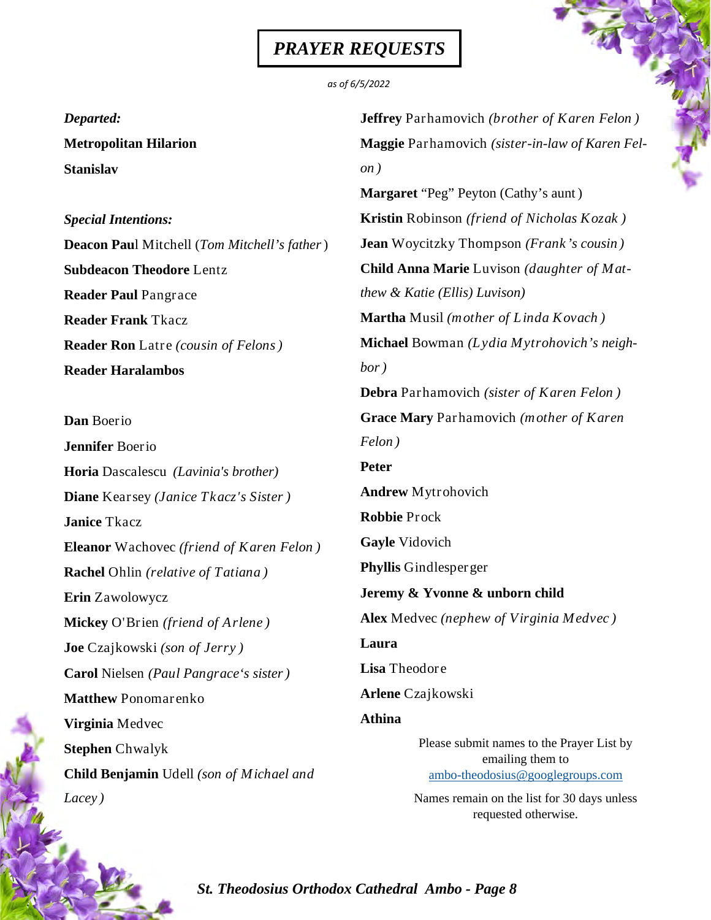# *PRAYER REQUESTS*

*as of 6/5/2022*

***Departed:***

**Metropolitan Hilarion**

**Stanislav**

***Special Intentions:***

**Deacon Paul** Mitchell (*Tom Mitchell's father*)

**Subdeacon Theodore** Lentz

**Reader Paul** Pangrace

**Reader Frank** Tkacz

**Reader Ron** Latre *(cousin of Felons)*

**Reader Haralambos**

**Dan** Boerio

**Jennifer** Boerio

**Horia** Dascalescu *(Lavinia's brother)*

**Diane** Kearsey *(Janice Tkacz's Sister)*

**Janice** Tkacz

**Eleanor** Wachovec *(friend of Karen Felon)*

**Rachel** Ohlin *(relative of Tatiana)*

**Erin** Zawolowycz

**Mickey** O'Brien *(friend of Arlene)*

**Joe** Czajkowski *(son of Jerry)*

**Carol** Nielsen *(Paul Pangrace's sister)*

**Matthew** Ponomarenko

**Virginia** Medvec

**Stephen** Chwalyk

**Child Benjamin** Udell *(son of Michael and Lacey)*

**Jeffrey** Parhamovich *(brother of Karen Felon)*

**Maggie** Parhamovich *(sister-in-law of Karen Felon)*

**Margaret** "Peg" Peyton (Cathy's aunt)

**Kristin** Robinson *(friend of Nicholas Kozak)*

**Jean** Woycitzky Thompson *(Frank's cousin)*

**Child Anna Marie** Luvison *(daughter of Matthew & Katie (Ellis) Luvison)*

**Martha** Musil *(mother of Linda Kovach)*

**Michael** Bowman *(Lydia Mytrohovich's neighbor)*

**Debra** Parhamovich *(sister of Karen Felon)*

**Grace Mary** Parhamovich *(mother of Karen Felon)*

**Peter**

**Andrew** Mytrohovich

**Robbie** Prock

**Gayle** Vidovich

**Phyllis** Gindlesperger

**Jeremy & Yvonne & unborn child**

**Alex** Medvec *(nephew of Virginia Medvec)*

**Laura**

**Lisa** Theodore

**Arlene** Czajkowski

**Athina**

Please submit names to the Prayer List by emailing them to ambo-theodosius@googlegroups.com

Names remain on the list for 30 days unless requested otherwise.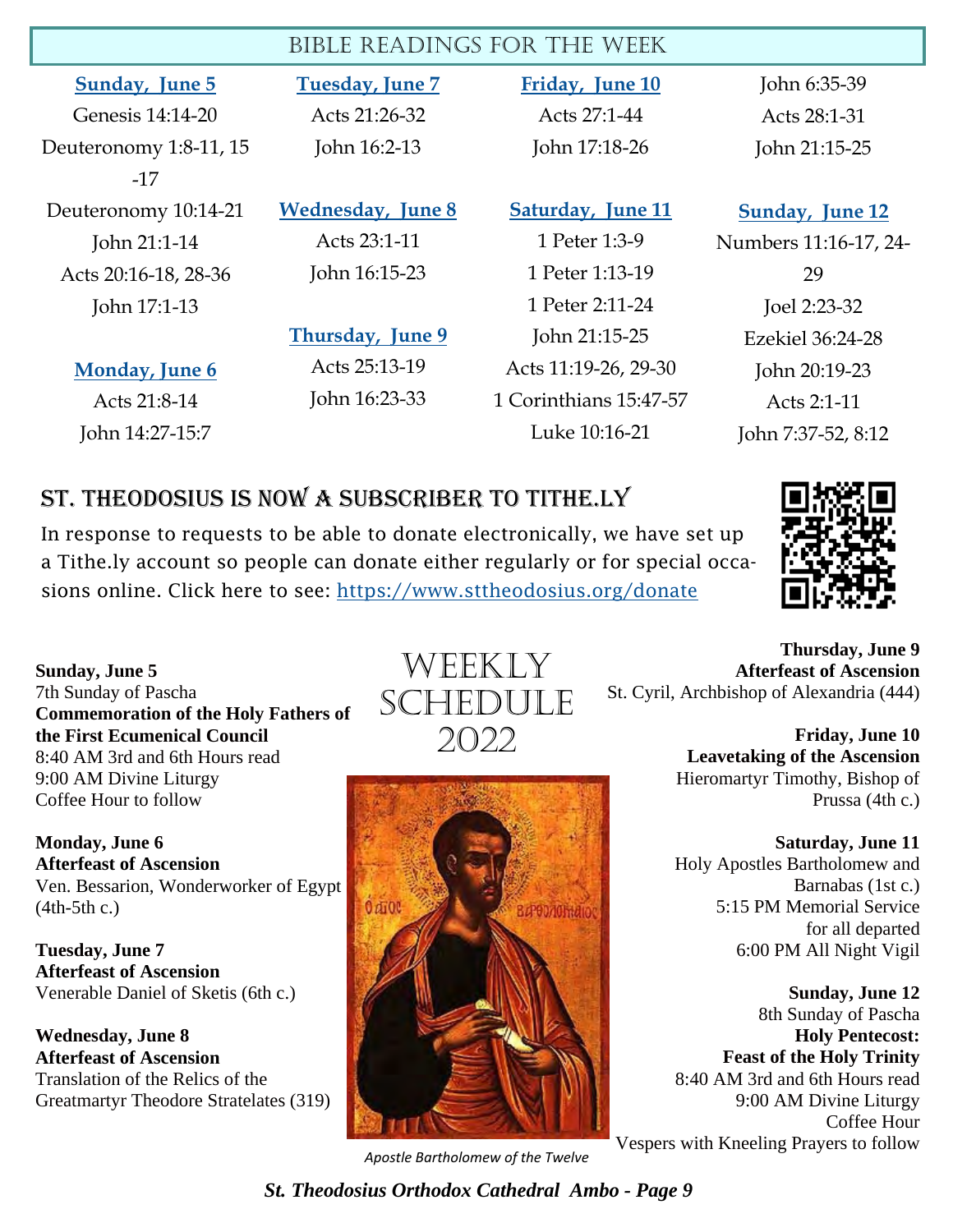## Bible Readings for the Week

**Sunday, June 5**
Genesis 14:14-20
Deuteronomy 1:8-11, 15-17
Deuteronomy 10:14-21
John 21:1-14
Acts 20:16-18, 28-36
John 17:1-13

**Monday, June 6**
Acts 21:8-14
John 14:27-15:7

**Tuesday, June 7**
Acts 21:26-32
John 16:2-13

**Wednesday, June 8**
Acts 23:1-11
John 16:15-23

**Thursday, June 9**
Acts 25:13-19
John 16:23-33

**Friday, June 10**
Acts 27:1-44
John 17:18-26

**Saturday, June 11**
1 Peter 1:3-9
1 Peter 1:13-19
1 Peter 2:11-24
John 21:15-25
Acts 11:19-26, 29-30
1 Corinthians 15:47-57
Luke 10:16-21
John 6:35-39
Acts 28:1-31
John 21:15-25

**Sunday, June 12**
Numbers 11:16-17, 24-29
Joel 2:23-32
Ezekiel 36:24-28
John 20:19-23
Acts 2:1-11
John 7:37-52, 8:12

## St. Theodosius is now a subscriber to Tithe.ly

In response to requests to be able to donate electronically, we have set up a Tithe.ly account so people can donate either regularly or for special occasions online. Click here to see: https://www.sttheodosius.org/donate

## Weekly Schedule 2022

**Sunday, June 5**
7th Sunday of Pascha
**Commemoration of the Holy Fathers of the First Ecumenical Council**
8:40 AM 3rd and 6th Hours read
9:00 AM Divine Liturgy
Coffee Hour to follow

**Monday, June 6**
**Afterfeast of Ascension**
Ven. Bessarion, Wonderworker of Egypt (4th-5th c.)

**Tuesday, June 7**
**Afterfeast of Ascension**
Venerable Daniel of Sketis (6th c.)

**Wednesday, June 8**
**Afterfeast of Ascension**
Translation of the Relics of the Greatmartyr Theodore Stratelates (319)

**Thursday, June 9**
**Afterfeast of Ascension**
St. Cyril, Archbishop of Alexandria (444)

**Friday, June 10**
**Leavetaking of the Ascension**
Hieromartyr Timothy, Bishop of Prussa (4th c.)

**Saturday, June 11**
Holy Apostles Bartholomew and Barnabas (1st c.)
5:15 PM Memorial Service for all departed
6:00 PM All Night Vigil

**Sunday, June 12**
8th Sunday of Pascha
**Holy Pentecost: Feast of the Holy Trinity**
8:40 AM 3rd and 6th Hours read
9:00 AM Divine Liturgy
Coffee Hour
Vespers with Kneeling Prayers to follow

*Apostle Bartholomew of the Twelve*